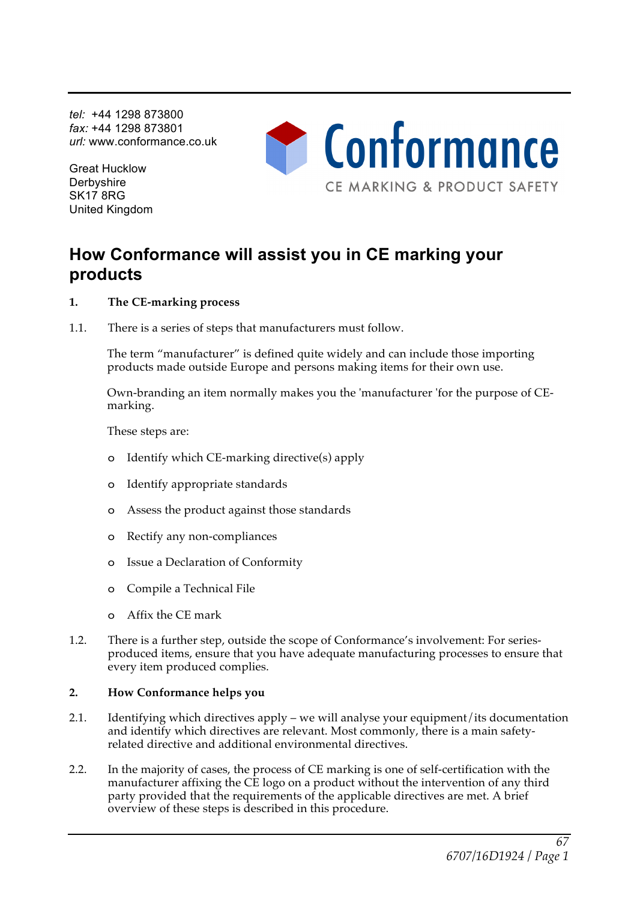*tel:* +44 1298 873800
*fax:* +44 1298 873801
*url:* www.conformance.co.uk

Great Hucklow
Derbyshire
SK17 8RG
United Kingdom

Conformance
CE MARKING & PRODUCT SAFETY

# How Conformance will assist you in CE marking your products

**1. The CE-marking process**

1.1. There is a series of steps that manufacturers must follow.

The term "manufacturer" is defined quite widely and can include those importing products made outside Europe and persons making items for their own use.

Own-branding an item normally makes you the 'manufacturer 'for the purpose of CE-marking.

These steps are:

- Identify which CE-marking directive(s) apply
- Identify appropriate standards
- Assess the product against those standards
- Rectify any non-compliances
- Issue a Declaration of Conformity
- Compile a Technical File
- Affix the CE mark

1.2. There is a further step, outside the scope of Conformance's involvement: For series-produced items, ensure that you have adequate manufacturing processes to ensure that every item produced complies.

**2. How Conformance helps you**

2.1. Identifying which directives apply – we will analyse your equipment/its documentation and identify which directives are relevant. Most commonly, there is a main safety-related directive and additional environmental directives.

2.2. In the majority of cases, the process of CE marking is one of self-certification with the manufacturer affixing the CE logo on a product without the intervention of any third party provided that the requirements of the applicable directives are met. A brief overview of these steps is described in this procedure.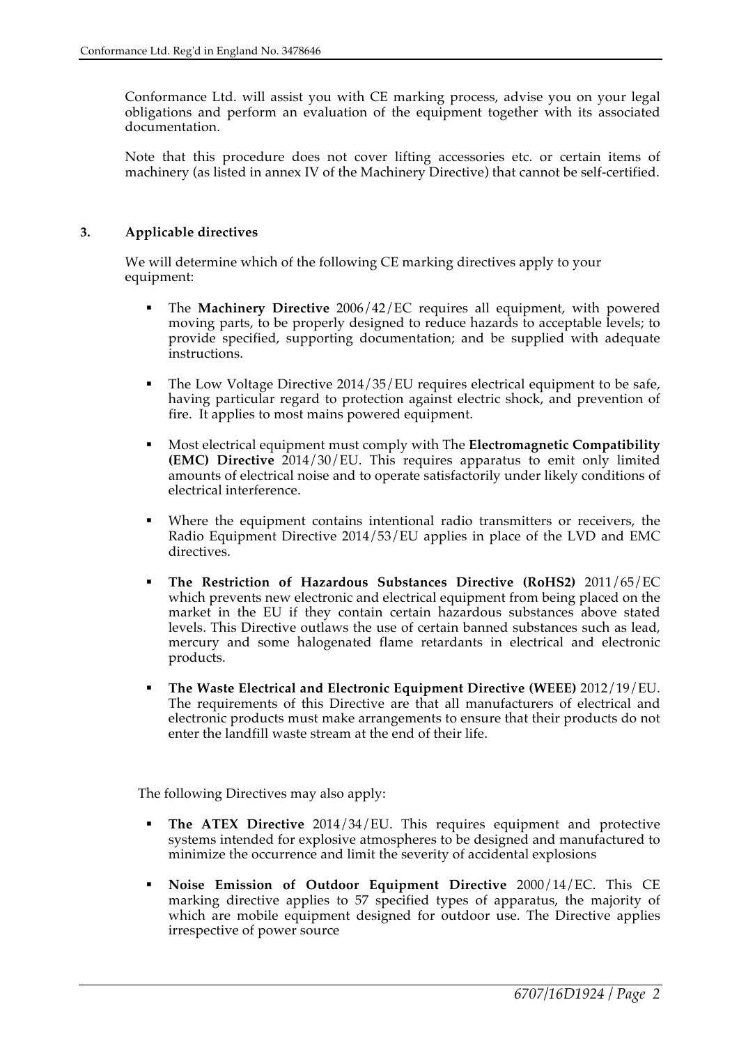Conformance Ltd. will assist you with CE marking process, advise you on your legal obligations and perform an evaluation of the equipment together with its associated documentation.

Note that this procedure does not cover lifting accessories etc. or certain items of machinery (as listed in annex IV of the Machinery Directive) that cannot be self-certified.

## 3. Applicable directives

We will determine which of the following CE marking directives apply to your equipment:

- The **Machinery Directive** 2006/42/EC requires all equipment, with powered moving parts, to be properly designed to reduce hazards to acceptable levels; to provide specified, supporting documentation; and be supplied with adequate instructions.
- The Low Voltage Directive 2014/35/EU requires electrical equipment to be safe, having particular regard to protection against electric shock, and prevention of fire. It applies to most mains powered equipment.
- Most electrical equipment must comply with The **Electromagnetic Compatibility (EMC) Directive** 2014/30/EU. This requires apparatus to emit only limited amounts of electrical noise and to operate satisfactorily under likely conditions of electrical interference.
- Where the equipment contains intentional radio transmitters or receivers, the Radio Equipment Directive 2014/53/EU applies in place of the LVD and EMC directives.
- **The Restriction of Hazardous Substances Directive (RoHS2)** 2011/65/EC which prevents new electronic and electrical equipment from being placed on the market in the EU if they contain certain hazardous substances above stated levels. This Directive outlaws the use of certain banned substances such as lead, mercury and some halogenated flame retardants in electrical and electronic products.
- **The Waste Electrical and Electronic Equipment Directive (WEEE)** 2012/19/EU. The requirements of this Directive are that all manufacturers of electrical and electronic products must make arrangements to ensure that their products do not enter the landfill waste stream at the end of their life.

The following Directives may also apply:

- **The ATEX Directive** 2014/34/EU. This requires equipment and protective systems intended for explosive atmospheres to be designed and manufactured to minimize the occurrence and limit the severity of accidental explosions
- **Noise Emission of Outdoor Equipment Directive** 2000/14/EC. This CE marking directive applies to 57 specified types of apparatus, the majority of which are mobile equipment designed for outdoor use. The Directive applies irrespective of power source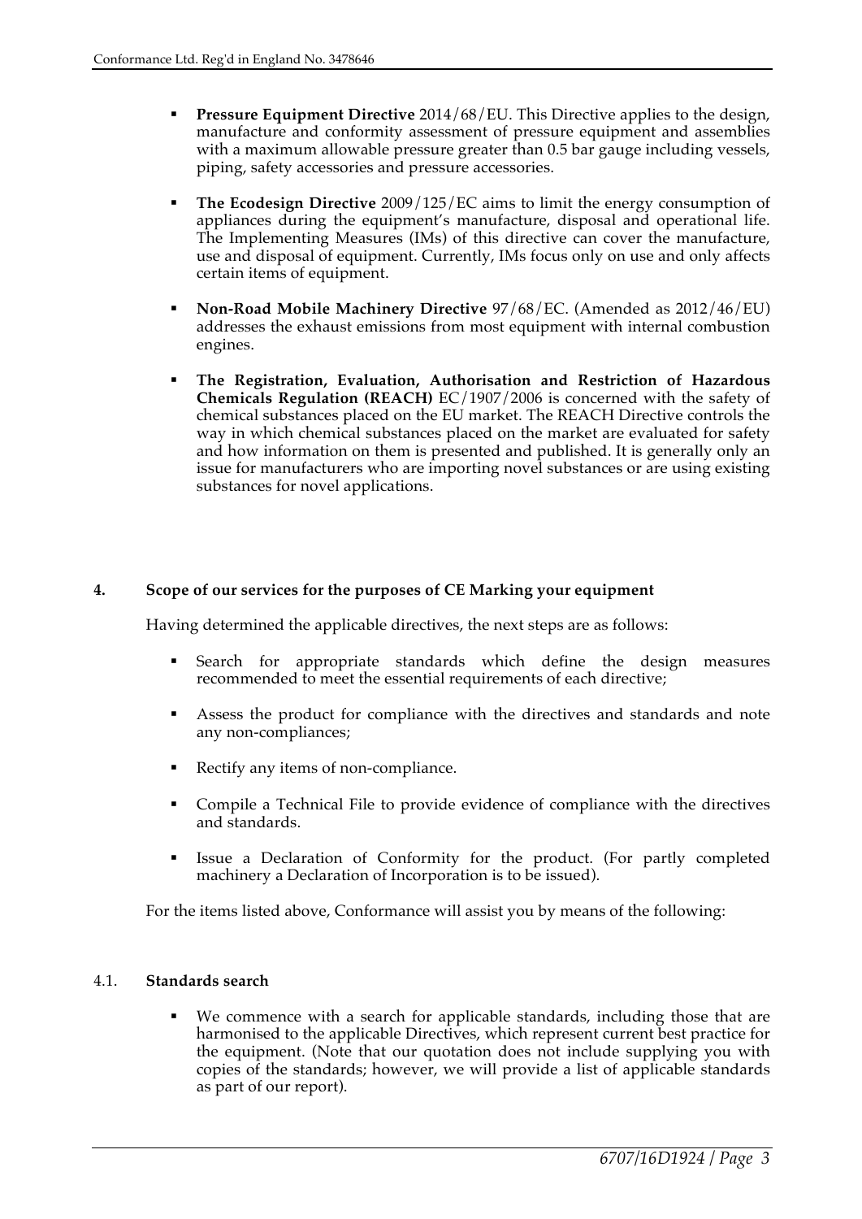- **Pressure Equipment Directive** 2014/68/EU. This Directive applies to the design, manufacture and conformity assessment of pressure equipment and assemblies with a maximum allowable pressure greater than 0.5 bar gauge including vessels, piping, safety accessories and pressure accessories.

- **The Ecodesign Directive** 2009/125/EC aims to limit the energy consumption of appliances during the equipment's manufacture, disposal and operational life. The Implementing Measures (IMs) of this directive can cover the manufacture, use and disposal of equipment. Currently, IMs focus only on use and only affects certain items of equipment.

- **Non-Road Mobile Machinery Directive** 97/68/EC. (Amended as 2012/46/EU) addresses the exhaust emissions from most equipment with internal combustion engines.

- **The Registration, Evaluation, Authorisation and Restriction of Hazardous Chemicals Regulation (REACH)** EC/1907/2006 is concerned with the safety of chemical substances placed on the EU market. The REACH Directive controls the way in which chemical substances placed on the market are evaluated for safety and how information on them is presented and published. It is generally only an issue for manufacturers who are importing novel substances or are using existing substances for novel applications.

## 4. Scope of our services for the purposes of CE Marking your equipment

Having determined the applicable directives, the next steps are as follows:

- Search for appropriate standards which define the design measures recommended to meet the essential requirements of each directive;

- Assess the product for compliance with the directives and standards and note any non-compliances;

- Rectify any items of non-compliance.

- Compile a Technical File to provide evidence of compliance with the directives and standards.

- Issue a Declaration of Conformity for the product. (For partly completed machinery a Declaration of Incorporation is to be issued).

For the items listed above, Conformance will assist you by means of the following:

### 4.1. Standards search

- We commence with a search for applicable standards, including those that are harmonised to the applicable Directives, which represent current best practice for the equipment. (Note that our quotation does not include supplying you with copies of the standards; however, we will provide a list of applicable standards as part of our report).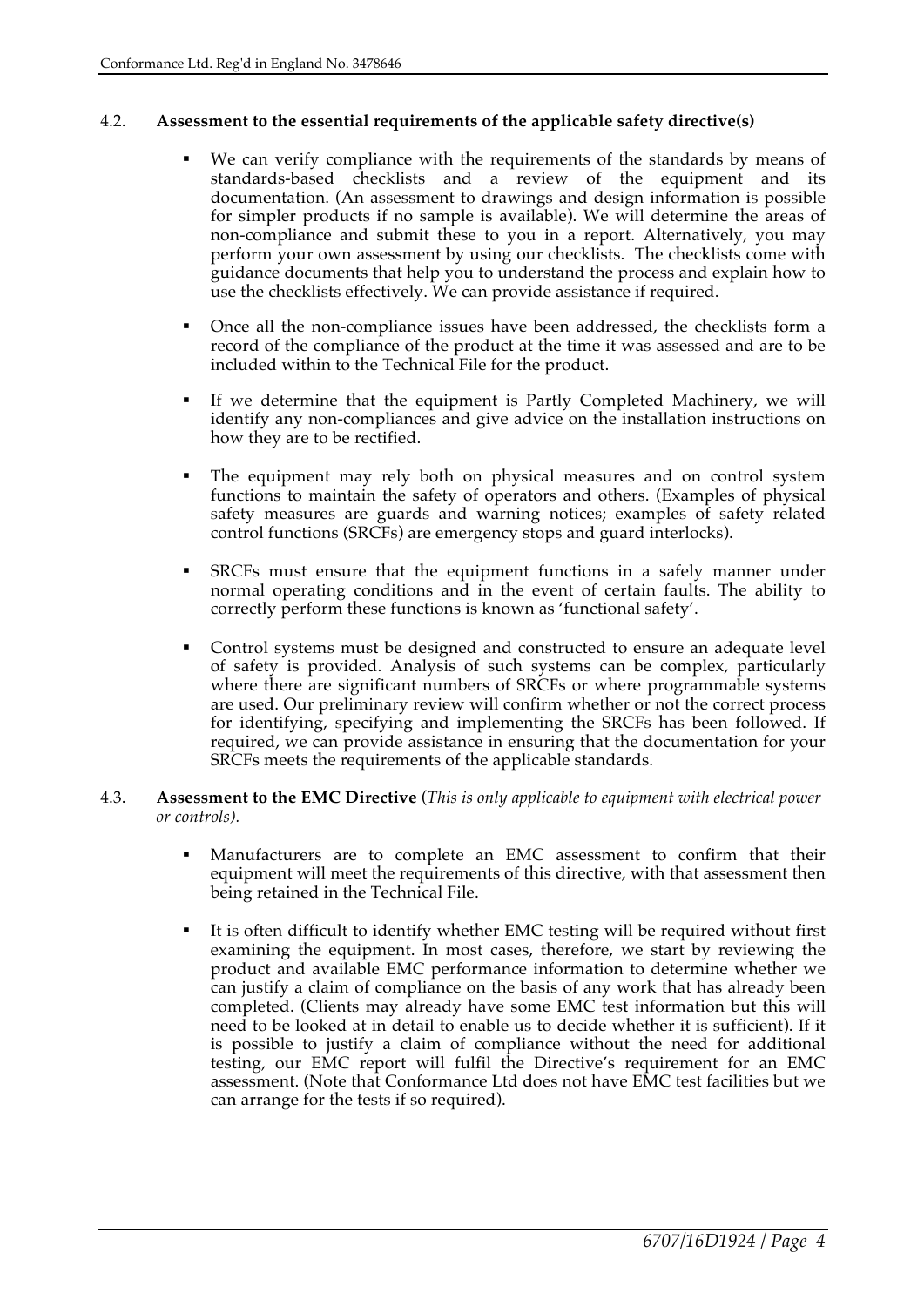### 4.2. **Assessment to the essential requirements of the applicable safety directive(s)**

- We can verify compliance with the requirements of the standards by means of standards-based checklists and a review of the equipment and its documentation. (An assessment to drawings and design information is possible for simpler products if no sample is available). We will determine the areas of non-compliance and submit these to you in a report. Alternatively, you may perform your own assessment by using our checklists. The checklists come with guidance documents that help you to understand the process and explain how to use the checklists effectively. We can provide assistance if required.

- Once all the non-compliance issues have been addressed, the checklists form a record of the compliance of the product at the time it was assessed and are to be included within to the Technical File for the product.

- If we determine that the equipment is Partly Completed Machinery, we will identify any non-compliances and give advice on the installation instructions on how they are to be rectified.

- The equipment may rely both on physical measures and on control system functions to maintain the safety of operators and others. (Examples of physical safety measures are guards and warning notices; examples of safety related control functions (SRCFs) are emergency stops and guard interlocks).

- SRCFs must ensure that the equipment functions in a safely manner under normal operating conditions and in the event of certain faults. The ability to correctly perform these functions is known as 'functional safety'.

- Control systems must be designed and constructed to ensure an adequate level of safety is provided. Analysis of such systems can be complex, particularly where there are significant numbers of SRCFs or where programmable systems are used. Our preliminary review will confirm whether or not the correct process for identifying, specifying and implementing the SRCFs has been followed. If required, we can provide assistance in ensuring that the documentation for your SRCFs meets the requirements of the applicable standards.

### 4.3. **Assessment to the EMC Directive** (*This is only applicable to equipment with electrical power or controls).*

- Manufacturers are to complete an EMC assessment to confirm that their equipment will meet the requirements of this directive, with that assessment then being retained in the Technical File.

- It is often difficult to identify whether EMC testing will be required without first examining the equipment. In most cases, therefore, we start by reviewing the product and available EMC performance information to determine whether we can justify a claim of compliance on the basis of any work that has already been completed. (Clients may already have some EMC test information but this will need to be looked at in detail to enable us to decide whether it is sufficient). If it is possible to justify a claim of compliance without the need for additional testing, our EMC report will fulfil the Directive's requirement for an EMC assessment. (Note that Conformance Ltd does not have EMC test facilities but we can arrange for the tests if so required).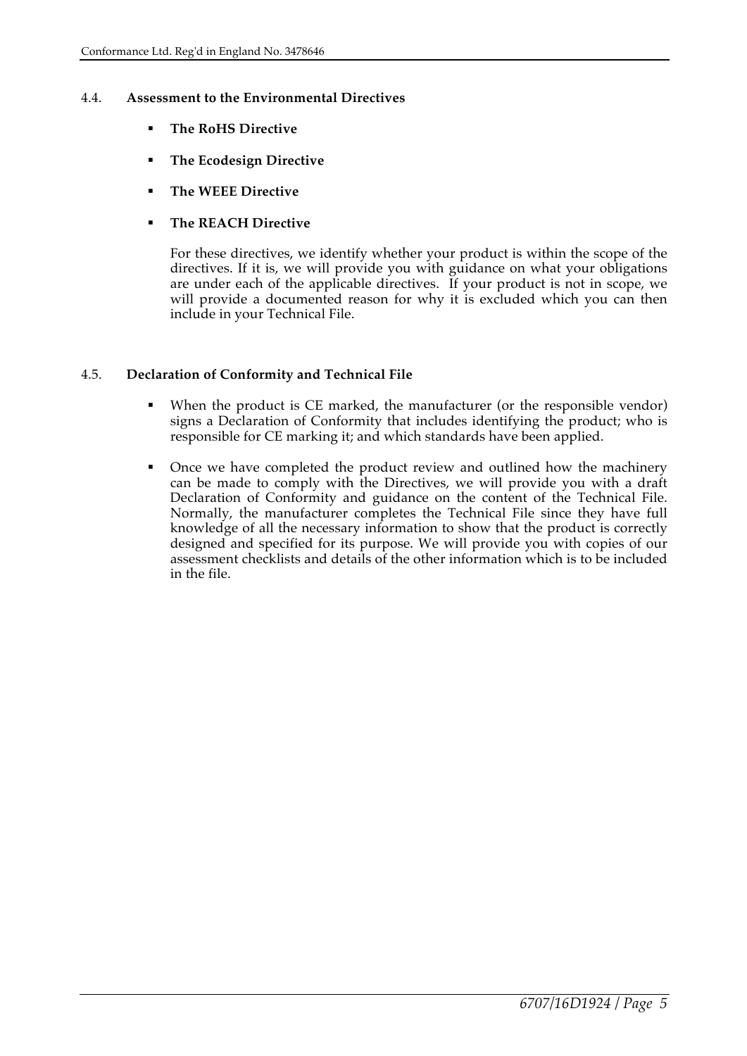### 4.4. Assessment to the Environmental Directives

- **The RoHS Directive**
- **The Ecodesign Directive**
- **The WEEE Directive**
- **The REACH Directive**

For these directives, we identify whether your product is within the scope of the directives. If it is, we will provide you with guidance on what your obligations are under each of the applicable directives. If your product is not in scope, we will provide a documented reason for why it is excluded which you can then include in your Technical File.

### 4.5. Declaration of Conformity and Technical File

- When the product is CE marked, the manufacturer (or the responsible vendor) signs a Declaration of Conformity that includes identifying the product; who is responsible for CE marking it; and which standards have been applied.
- Once we have completed the product review and outlined how the machinery can be made to comply with the Directives, we will provide you with a draft Declaration of Conformity and guidance on the content of the Technical File. Normally, the manufacturer completes the Technical File since they have full knowledge of all the necessary information to show that the product is correctly designed and specified for its purpose. We will provide you with copies of our assessment checklists and details of the other information which is to be included in the file.